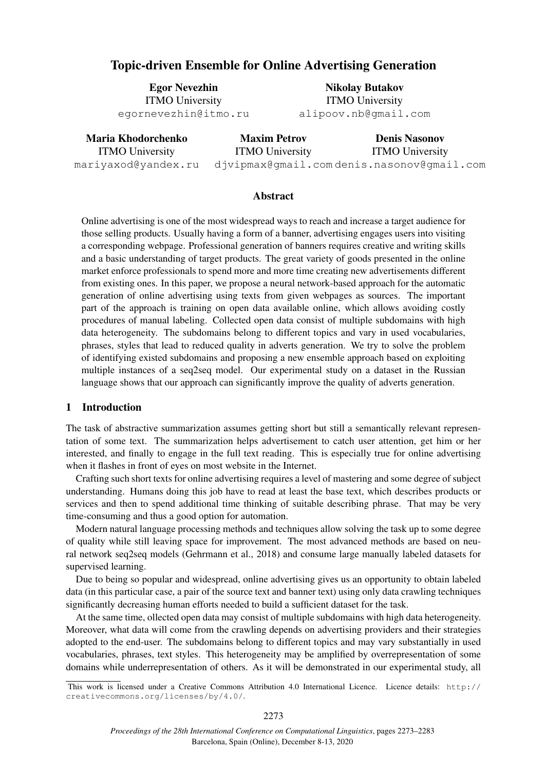# Topic-driven Ensemble for Online Advertising Generation

**Egor Nevezhin**
ITMO University
egornevezhin@itmo.ru

**Nikolay Butakov**
ITMO University
alipoov.nb@gmail.com

**Maria Khodorchenko**
ITMO University
mariyaxod@yandex.ru

**Maxim Petrov**
ITMO University
djvipmax@gmail.com

**Denis Nasonov**
ITMO University
denis.nasonov@gmail.com

## Abstract

Online advertising is one of the most widespread ways to reach and increase a target audience for those selling products. Usually having a form of a banner, advertising engages users into visiting a corresponding webpage. Professional generation of banners requires creative and writing skills and a basic understanding of target products. The great variety of goods presented in the online market enforce professionals to spend more and more time creating new advertisements different from existing ones. In this paper, we propose a neural network-based approach for the automatic generation of online advertising using texts from given webpages as sources. The important part of the approach is training on open data available online, which allows avoiding costly procedures of manual labeling. Collected open data consist of multiple subdomains with high data heterogeneity. The subdomains belong to different topics and vary in used vocabularies, phrases, styles that lead to reduced quality in adverts generation. We try to solve the problem of identifying existed subdomains and proposing a new ensemble approach based on exploiting multiple instances of a seq2seq model. Our experimental study on a dataset in the Russian language shows that our approach can significantly improve the quality of adverts generation.

## 1 Introduction

The task of abstractive summarization assumes getting short but still a semantically relevant representation of some text. The summarization helps advertisement to catch user attention, get him or her interested, and finally to engage in the full text reading. This is especially true for online advertising when it flashes in front of eyes on most website in the Internet.

Crafting such short texts for online advertising requires a level of mastering and some degree of subject understanding. Humans doing this job have to read at least the base text, which describes products or services and then to spend additional time thinking of suitable describing phrase. That may be very time-consuming and thus a good option for automation.

Modern natural language processing methods and techniques allow solving the task up to some degree of quality while still leaving space for improvement. The most advanced methods are based on neural network seq2seq models (Gehrmann et al., 2018) and consume large manually labeled datasets for supervised learning.

Due to being so popular and widespread, online advertising gives us an opportunity to obtain labeled data (in this particular case, a pair of the source text and banner text) using only data crawling techniques significantly decreasing human efforts needed to build a sufficient dataset for the task.

At the same time, ollected open data may consist of multiple subdomains with high data heterogeneity. Moreover, what data will come from the crawling depends on advertising providers and their strategies adopted to the end-user. The subdomains belong to different topics and may vary substantially in used vocabularies, phrases, text styles. This heterogeneity may be amplified by overrepresentation of some domains while underrepresentation of others. As it will be demonstrated in our experimental study, all

This work is licensed under a Creative Commons Attribution 4.0 International Licence. Licence details: http://creativecommons.org/licenses/by/4.0/.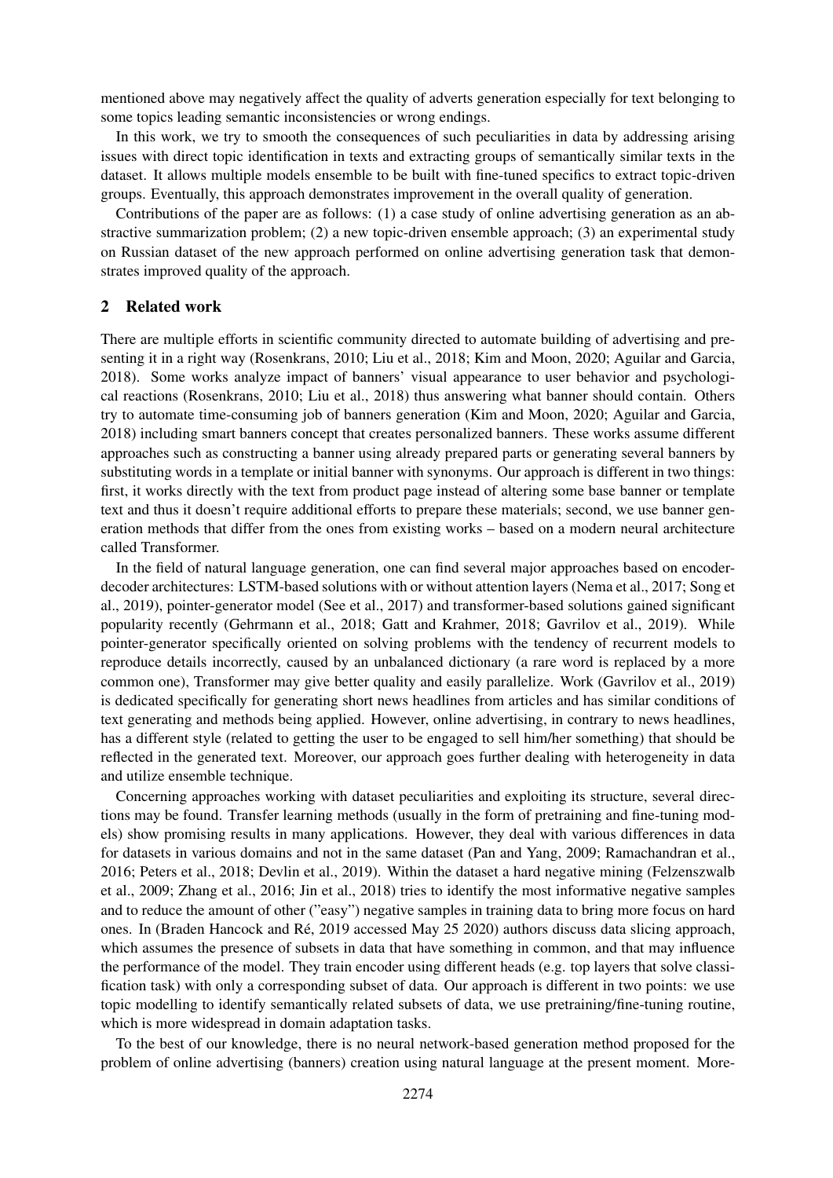mentioned above may negatively affect the quality of adverts generation especially for text belonging to some topics leading semantic inconsistencies or wrong endings.

In this work, we try to smooth the consequences of such peculiarities in data by addressing arising issues with direct topic identification in texts and extracting groups of semantically similar texts in the dataset. It allows multiple models ensemble to be built with fine-tuned specifics to extract topic-driven groups. Eventually, this approach demonstrates improvement in the overall quality of generation.

Contributions of the paper are as follows: (1) a case study of online advertising generation as an abstractive summarization problem; (2) a new topic-driven ensemble approach; (3) an experimental study on Russian dataset of the new approach performed on online advertising generation task that demonstrates improved quality of the approach.

## 2 Related work

There are multiple efforts in scientific community directed to automate building of advertising and presenting it in a right way (Rosenkrans, 2010; Liu et al., 2018; Kim and Moon, 2020; Aguilar and Garcia, 2018). Some works analyze impact of banners' visual appearance to user behavior and psychological reactions (Rosenkrans, 2010; Liu et al., 2018) thus answering what banner should contain. Others try to automate time-consuming job of banners generation (Kim and Moon, 2020; Aguilar and Garcia, 2018) including smart banners concept that creates personalized banners. These works assume different approaches such as constructing a banner using already prepared parts or generating several banners by substituting words in a template or initial banner with synonyms. Our approach is different in two things: first, it works directly with the text from product page instead of altering some base banner or template text and thus it doesn't require additional efforts to prepare these materials; second, we use banner generation methods that differ from the ones from existing works – based on a modern neural architecture called Transformer.

In the field of natural language generation, one can find several major approaches based on encoder-decoder architectures: LSTM-based solutions with or without attention layers (Nema et al., 2017; Song et al., 2019), pointer-generator model (See et al., 2017) and transformer-based solutions gained significant popularity recently (Gehrmann et al., 2018; Gatt and Krahmer, 2018; Gavrilov et al., 2019). While pointer-generator specifically oriented on solving problems with the tendency of recurrent models to reproduce details incorrectly, caused by an unbalanced dictionary (a rare word is replaced by a more common one), Transformer may give better quality and easily parallelize. Work (Gavrilov et al., 2019) is dedicated specifically for generating short news headlines from articles and has similar conditions of text generating and methods being applied. However, online advertising, in contrary to news headlines, has a different style (related to getting the user to be engaged to sell him/her something) that should be reflected in the generated text. Moreover, our approach goes further dealing with heterogeneity in data and utilize ensemble technique.

Concerning approaches working with dataset peculiarities and exploiting its structure, several directions may be found. Transfer learning methods (usually in the form of pretraining and fine-tuning models) show promising results in many applications. However, they deal with various differences in data for datasets in various domains and not in the same dataset (Pan and Yang, 2009; Ramachandran et al., 2016; Peters et al., 2018; Devlin et al., 2019). Within the dataset a hard negative mining (Felzenszwalb et al., 2009; Zhang et al., 2016; Jin et al., 2018) tries to identify the most informative negative samples and to reduce the amount of other ("easy") negative samples in training data to bring more focus on hard ones. In (Braden Hancock and Ré, 2019 accessed May 25 2020) authors discuss data slicing approach, which assumes the presence of subsets in data that have something in common, and that may influence the performance of the model. They train encoder using different heads (e.g. top layers that solve classification task) with only a corresponding subset of data. Our approach is different in two points: we use topic modelling to identify semantically related subsets of data, we use pretraining/fine-tuning routine, which is more widespread in domain adaptation tasks.

To the best of our knowledge, there is no neural network-based generation method proposed for the problem of online advertising (banners) creation using natural language at the present moment. More-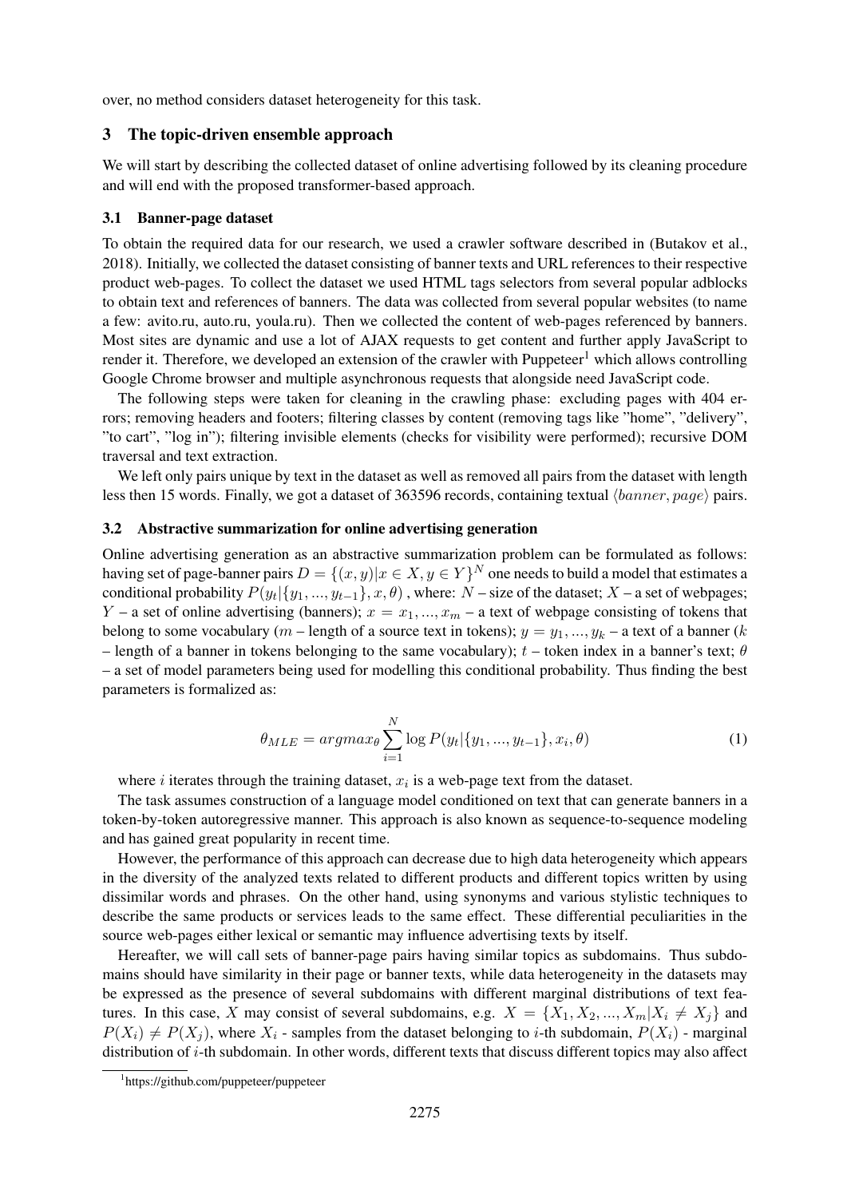over, no method considers dataset heterogeneity for this task.

## 3 The topic-driven ensemble approach

We will start by describing the collected dataset of online advertising followed by its cleaning procedure and will end with the proposed transformer-based approach.

### 3.1 Banner-page dataset

To obtain the required data for our research, we used a crawler software described in (Butakov et al., 2018). Initially, we collected the dataset consisting of banner texts and URL references to their respective product web-pages. To collect the dataset we used HTML tags selectors from several popular adblocks to obtain text and references of banners. The data was collected from several popular websites (to name a few: avito.ru, auto.ru, youla.ru). Then we collected the content of web-pages referenced by banners. Most sites are dynamic and use a lot of AJAX requests to get content and further apply JavaScript to render it. Therefore, we developed an extension of the crawler with Puppeteer[1] which allows controlling Google Chrome browser and multiple asynchronous requests that alongside need JavaScript code.

The following steps were taken for cleaning in the crawling phase: excluding pages with 404 errors; removing headers and footers; filtering classes by content (removing tags like "home", "delivery", "to cart", "log in"); filtering invisible elements (checks for visibility were performed); recursive DOM traversal and text extraction.

We left only pairs unique by text in the dataset as well as removed all pairs from the dataset with length less then 15 words. Finally, we got a dataset of 363596 records, containing textual $\langle banner, page \rangle$ pairs.

### 3.2 Abstractive summarization for online advertising generation

Online advertising generation as an abstractive summarization problem can be formulated as follows: having set of page-banner pairs $D = \{(x, y) | x \in X, y \in Y\}^N$ one needs to build a model that estimates a conditional probability $P(y_t | \{y_1, ..., y_{t-1}\}, x, \theta)$ , where: $N$ – size of the dataset; $X$ – a set of webpages; $Y$ – a set of online advertising (banners); $x = x_1, ..., x_m$ – a text of webpage consisting of tokens that belong to some vocabulary ($m$ – length of a source text in tokens); $y = y_1, ..., y_k$ – a text of a banner ($k$ – length of a banner in tokens belonging to the same vocabulary); $t$ – token index in a banner's text; $\theta$ – a set of model parameters being used for modelling this conditional probability. Thus finding the best parameters is formalized as:

$$\theta_{MLE} = argmax_{\theta} \sum_{i=1}^{N} \log P(y_t | \{y_1, ..., y_{t-1}\}, x_i, \theta) \tag{1}$$

where $i$ iterates through the training dataset, $x_i$ is a web-page text from the dataset.

The task assumes construction of a language model conditioned on text that can generate banners in a token-by-token autoregressive manner. This approach is also known as sequence-to-sequence modeling and has gained great popularity in recent time.

However, the performance of this approach can decrease due to high data heterogeneity which appears in the diversity of the analyzed texts related to different products and different topics written by using dissimilar words and phrases. On the other hand, using synonyms and various stylistic techniques to describe the same products or services leads to the same effect. These differential peculiarities in the source web-pages either lexical or semantic may influence advertising texts by itself.

Hereafter, we will call sets of banner-page pairs having similar topics as subdomains. Thus subdomains should have similarity in their page or banner texts, while data heterogeneity in the datasets may be expressed as the presence of several subdomains with different marginal distributions of text features. In this case, $X$ may consist of several subdomains, e.g. $X = \{X_1, X_2, ..., X_m | X_i \neq X_j\}$ and $P(X_i) \neq P(X_j)$, where $X_i$ - samples from the dataset belonging to $i$-th subdomain, $P(X_i)$ - marginal distribution of $i$-th subdomain. In other words, different texts that discuss different topics may also affect

[1] https://github.com/puppeteer/puppeteer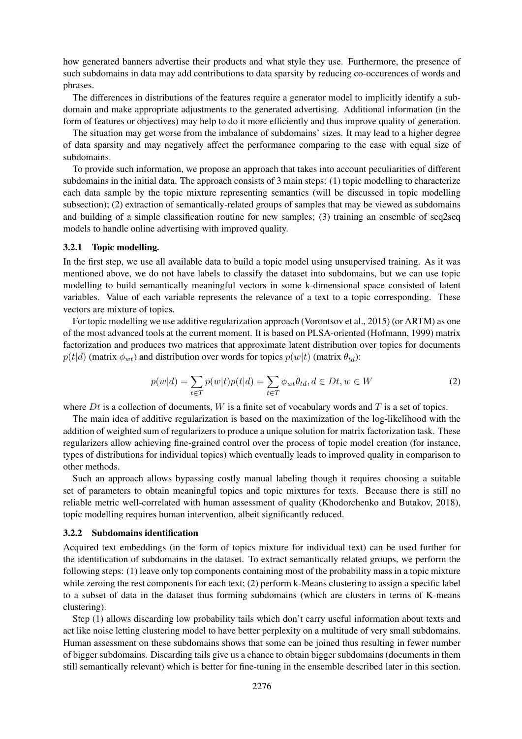how generated banners advertise their products and what style they use. Furthermore, the presence of such subdomains in data may add contributions to data sparsity by reducing co-occurences of words and phrases.

The differences in distributions of the features require a generator model to implicitly identify a subdomain and make appropriate adjustments to the generated advertising. Additional information (in the form of features or objectives) may help to do it more efficiently and thus improve quality of generation.

The situation may get worse from the imbalance of subdomains' sizes. It may lead to a higher degree of data sparsity and may negatively affect the performance comparing to the case with equal size of subdomains.

To provide such information, we propose an approach that takes into account peculiarities of different subdomains in the initial data. The approach consists of 3 main steps: (1) topic modelling to characterize each data sample by the topic mixture representing semantics (will be discussed in topic modelling subsection); (2) extraction of semantically-related groups of samples that may be viewed as subdomains and building of a simple classification routine for new samples; (3) training an ensemble of seq2seq models to handle online advertising with improved quality.

### 3.2.1 Topic modelling.

In the first step, we use all available data to build a topic model using unsupervised training. As it was mentioned above, we do not have labels to classify the dataset into subdomains, but we can use topic modelling to build semantically meaningful vectors in some k-dimensional space consisted of latent variables. Value of each variable represents the relevance of a text to a topic corresponding. These vectors are mixture of topics.

For topic modelling we use additive regularization approach (Vorontsov et al., 2015) (or ARTM) as one of the most advanced tools at the current moment. It is based on PLSA-oriented (Hofmann, 1999) matrix factorization and produces two matrices that approximate latent distribution over topics for documents $p(t|d)$ (matrix $\phi_{wt}$) and distribution over words for topics $p(w|t)$ (matrix $\theta_{td}$):

$$p(w|d) = \sum_{t \in T} p(w|t)p(t|d) = \sum_{t \in T} \phi_{wt}\theta_{td}, d \in Dt, w \in W \tag{2}$$

where $Dt$ is a collection of documents, $W$ is a finite set of vocabulary words and $T$ is a set of topics.

The main idea of additive regularization is based on the maximization of the log-likelihood with the addition of weighted sum of regularizers to produce a unique solution for matrix factorization task. These regularizers allow achieving fine-grained control over the process of topic model creation (for instance, types of distributions for individual topics) which eventually leads to improved quality in comparison to other methods.

Such an approach allows bypassing costly manual labeling though it requires choosing a suitable set of parameters to obtain meaningful topics and topic mixtures for texts. Because there is still no reliable metric well-correlated with human assessment of quality (Khodorchenko and Butakov, 2018), topic modelling requires human intervention, albeit significantly reduced.

### 3.2.2 Subdomains identification

Acquired text embeddings (in the form of topics mixture for individual text) can be used further for the identification of subdomains in the dataset. To extract semantically related groups, we perform the following steps: (1) leave only top components containing most of the probability mass in a topic mixture while zeroing the rest components for each text; (2) perform k-Means clustering to assign a specific label to a subset of data in the dataset thus forming subdomains (which are clusters in terms of K-means clustering).

Step (1) allows discarding low probability tails which don't carry useful information about texts and act like noise letting clustering model to have better perplexity on a multitude of very small subdomains. Human assessment on these subdomains shows that some can be joined thus resulting in fewer number of bigger subdomains. Discarding tails give us a chance to obtain bigger subdomains (documents in them still semantically relevant) which is better for fine-tuning in the ensemble described later in this section.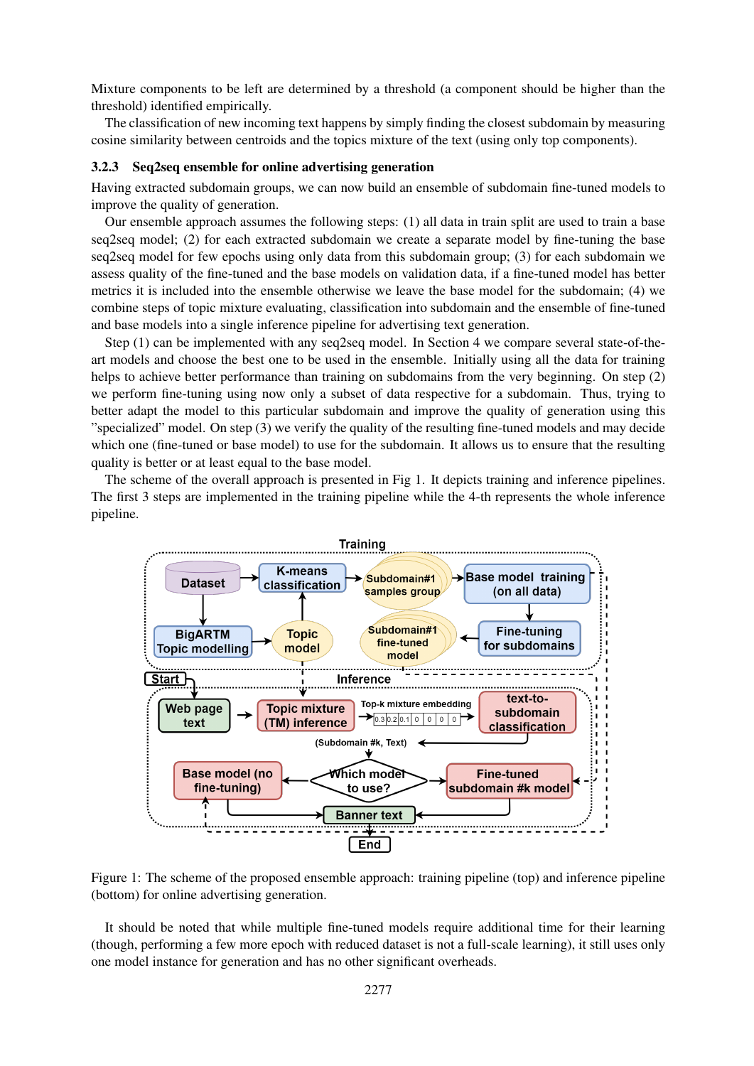Mixture components to be left are determined by a threshold (a component should be higher than the threshold) identified empirically.

The classification of new incoming text happens by simply finding the closest subdomain by measuring cosine similarity between centroids and the topics mixture of the text (using only top components).

### 3.2.3 Seq2seq ensemble for online advertising generation

Having extracted subdomain groups, we can now build an ensemble of subdomain fine-tuned models to improve the quality of generation.

Our ensemble approach assumes the following steps: (1) all data in train split are used to train a base seq2seq model; (2) for each extracted subdomain we create a separate model by fine-tuning the base seq2seq model for few epochs using only data from this subdomain group; (3) for each subdomain we assess quality of the fine-tuned and the base models on validation data, if a fine-tuned model has better metrics it is included into the ensemble otherwise we leave the base model for the subdomain; (4) we combine steps of topic mixture evaluating, classification into subdomain and the ensemble of fine-tuned and base models into a single inference pipeline for advertising text generation.

Step (1) can be implemented with any seq2seq model. In Section 4 we compare several state-of-the-art models and choose the best one to be used in the ensemble. Initially using all the data for training helps to achieve better performance than training on subdomains from the very beginning. On step (2) we perform fine-tuning using now only a subset of data respective for a subdomain. Thus, trying to better adapt the model to this particular subdomain and improve the quality of generation using this "specialized" model. On step (3) we verify the quality of the resulting fine-tuned models and may decide which one (fine-tuned or base model) to use for the subdomain. It allows us to ensure that the resulting quality is better or at least equal to the base model.

The scheme of the overall approach is presented in Fig 1. It depicts training and inference pipelines. The first 3 steps are implemented in the training pipeline while the 4-th represents the whole inference pipeline.

Figure 1: The scheme of the proposed ensemble approach: training pipeline (top) and inference pipeline (bottom) for online advertising generation.

It should be noted that while multiple fine-tuned models require additional time for their learning (though, performing a few more epoch with reduced dataset is not a full-scale learning), it still uses only one model instance for generation and has no other significant overheads.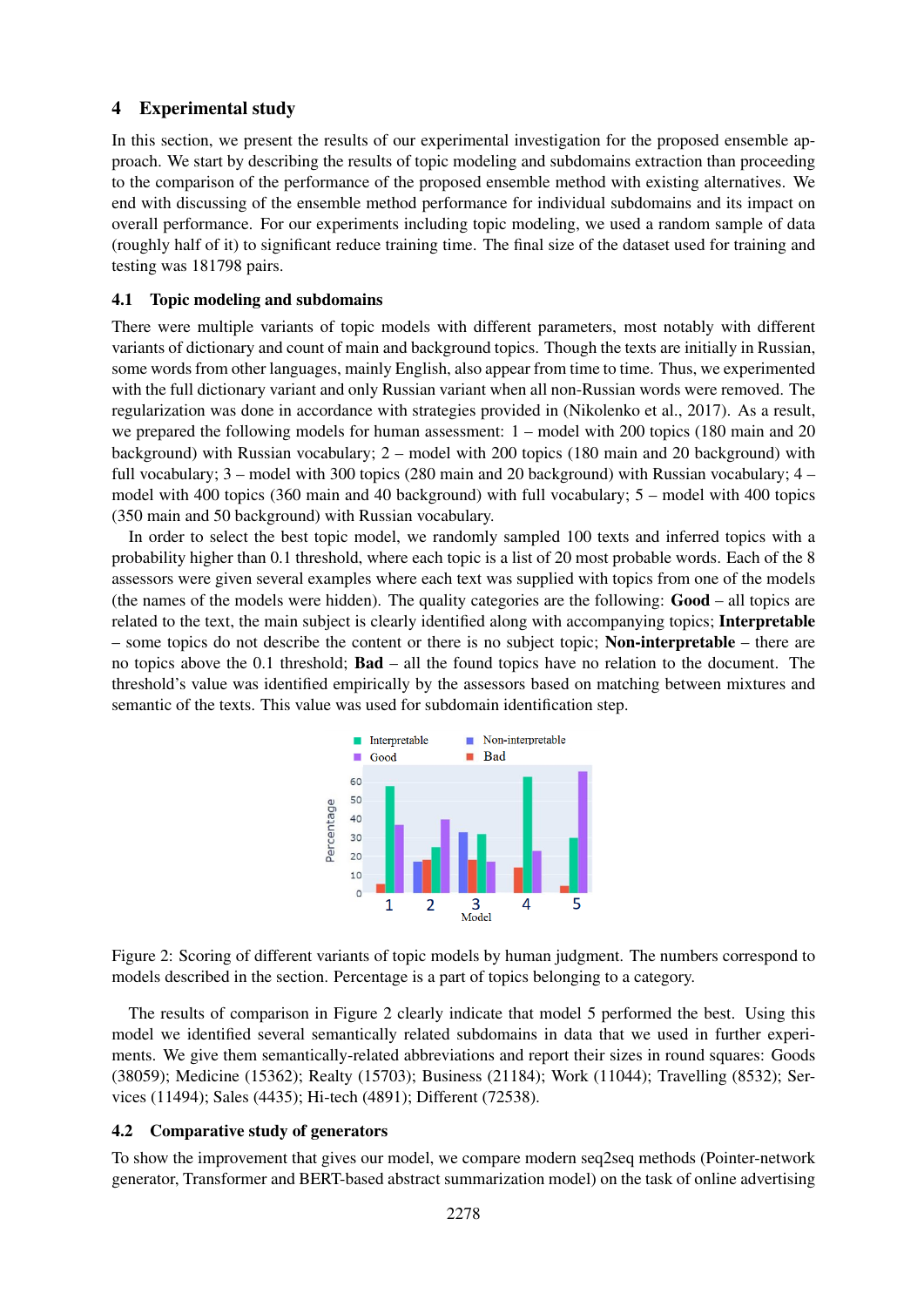## 4 Experimental study

In this section, we present the results of our experimental investigation for the proposed ensemble approach. We start by describing the results of topic modeling and subdomains extraction than proceeding to the comparison of the performance of the proposed ensemble method with existing alternatives. We end with discussing of the ensemble method performance for individual subdomains and its impact on overall performance. For our experiments including topic modeling, we used a random sample of data (roughly half of it) to significant reduce training time. The final size of the dataset used for training and testing was 181798 pairs.

### 4.1 Topic modeling and subdomains

There were multiple variants of topic models with different parameters, most notably with different variants of dictionary and count of main and background topics. Though the texts are initially in Russian, some words from other languages, mainly English, also appear from time to time. Thus, we experimented with the full dictionary variant and only Russian variant when all non-Russian words were removed. The regularization was done in accordance with strategies provided in (Nikolenko et al., 2017). As a result, we prepared the following models for human assessment: 1 – model with 200 topics (180 main and 20 background) with Russian vocabulary; 2 – model with 200 topics (180 main and 20 background) with full vocabulary; 3 – model with 300 topics (280 main and 20 background) with Russian vocabulary; 4 – model with 400 topics (360 main and 40 background) with full vocabulary; 5 – model with 400 topics (350 main and 50 background) with Russian vocabulary.

In order to select the best topic model, we randomly sampled 100 texts and inferred topics with a probability higher than 0.1 threshold, where each topic is a list of 20 most probable words. Each of the 8 assessors were given several examples where each text was supplied with topics from one of the models (the names of the models were hidden). The quality categories are the following: **Good** – all topics are related to the text, the main subject is clearly identified along with accompanying topics; **Interpretable** – some topics do not describe the content or there is no subject topic; **Non-interpretable** – there are no topics above the 0.1 threshold; **Bad** – all the found topics have no relation to the document. The threshold's value was identified empirically by the assessors based on matching between mixtures and semantic of the texts. This value was used for subdomain identification step.

Figure 2: Scoring of different variants of topic models by human judgment. The numbers correspond to models described in the section. Percentage is a part of topics belonging to a category.

The results of comparison in Figure 2 clearly indicate that model 5 performed the best. Using this model we identified several semantically related subdomains in data that we used in further experiments. We give them semantically-related abbreviations and report their sizes in round squares: Goods (38059); Medicine (15362); Realty (15703); Business (21184); Work (11044); Travelling (8532); Services (11494); Sales (4435); Hi-tech (4891); Different (72538).

### 4.2 Comparative study of generators

To show the improvement that gives our model, we compare modern seq2seq methods (Pointer-network generator, Transformer and BERT-based abstract summarization model) on the task of online advertising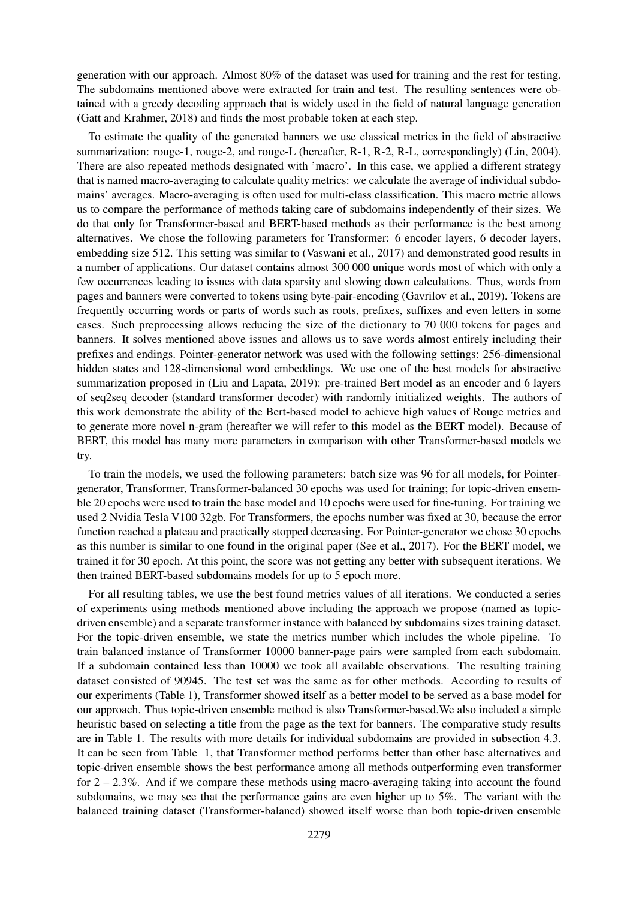generation with our approach. Almost 80% of the dataset was used for training and the rest for testing. The subdomains mentioned above were extracted for train and test. The resulting sentences were obtained with a greedy decoding approach that is widely used in the field of natural language generation (Gatt and Krahmer, 2018) and finds the most probable token at each step.

To estimate the quality of the generated banners we use classical metrics in the field of abstractive summarization: rouge-1, rouge-2, and rouge-L (hereafter, R-1, R-2, R-L, correspondingly) (Lin, 2004). There are also repeated methods designated with 'macro'. In this case, we applied a different strategy that is named macro-averaging to calculate quality metrics: we calculate the average of individual subdomains' averages. Macro-averaging is often used for multi-class classification. This macro metric allows us to compare the performance of methods taking care of subdomains independently of their sizes. We do that only for Transformer-based and BERT-based methods as their performance is the best among alternatives. We chose the following parameters for Transformer: 6 encoder layers, 6 decoder layers, embedding size 512. This setting was similar to (Vaswani et al., 2017) and demonstrated good results in a number of applications. Our dataset contains almost 300 000 unique words most of which with only a few occurrences leading to issues with data sparsity and slowing down calculations. Thus, words from pages and banners were converted to tokens using byte-pair-encoding (Gavrilov et al., 2019). Tokens are frequently occurring words or parts of words such as roots, prefixes, suffixes and even letters in some cases. Such preprocessing allows reducing the size of the dictionary to 70 000 tokens for pages and banners. It solves mentioned above issues and allows us to save words almost entirely including their prefixes and endings. Pointer-generator network was used with the following settings: 256-dimensional hidden states and 128-dimensional word embeddings. We use one of the best models for abstractive summarization proposed in (Liu and Lapata, 2019): pre-trained Bert model as an encoder and 6 layers of seq2seq decoder (standard transformer decoder) with randomly initialized weights. The authors of this work demonstrate the ability of the Bert-based model to achieve high values of Rouge metrics and to generate more novel n-gram (hereafter we will refer to this model as the BERT model). Because of BERT, this model has many more parameters in comparison with other Transformer-based models we try.

To train the models, we used the following parameters: batch size was 96 for all models, for Pointer-generator, Transformer, Transformer-balanced 30 epochs was used for training; for topic-driven ensemble 20 epochs were used to train the base model and 10 epochs were used for fine-tuning. For training we used 2 Nvidia Tesla V100 32gb. For Transformers, the epochs number was fixed at 30, because the error function reached a plateau and practically stopped decreasing. For Pointer-generator we chose 30 epochs as this number is similar to one found in the original paper (See et al., 2017). For the BERT model, we trained it for 30 epoch. At this point, the score was not getting any better with subsequent iterations. We then trained BERT-based subdomains models for up to 5 epoch more.

For all resulting tables, we use the best found metrics values of all iterations. We conducted a series of experiments using methods mentioned above including the approach we propose (named as topic-driven ensemble) and a separate transformer instance with balanced by subdomains sizes training dataset. For the topic-driven ensemble, we state the metrics number which includes the whole pipeline. To train balanced instance of Transformer 10000 banner-page pairs were sampled from each subdomain. If a subdomain contained less than 10000 we took all available observations. The resulting training dataset consisted of 90945. The test set was the same as for other methods. According to results of our experiments (Table 1), Transformer showed itself as a better model to be served as a base model for our approach. Thus topic-driven ensemble method is also Transformer-based.We also included a simple heuristic based on selecting a title from the page as the text for banners. The comparative study results are in Table 1. The results with more details for individual subdomains are provided in subsection 4.3. It can be seen from Table 1, that Transformer method performs better than other base alternatives and topic-driven ensemble shows the best performance among all methods outperforming even transformer for 2 – 2.3%. And if we compare these methods using macro-averaging taking into account the found subdomains, we may see that the performance gains are even higher up to 5%. The variant with the balanced training dataset (Transformer-balaned) showed itself worse than both topic-driven ensemble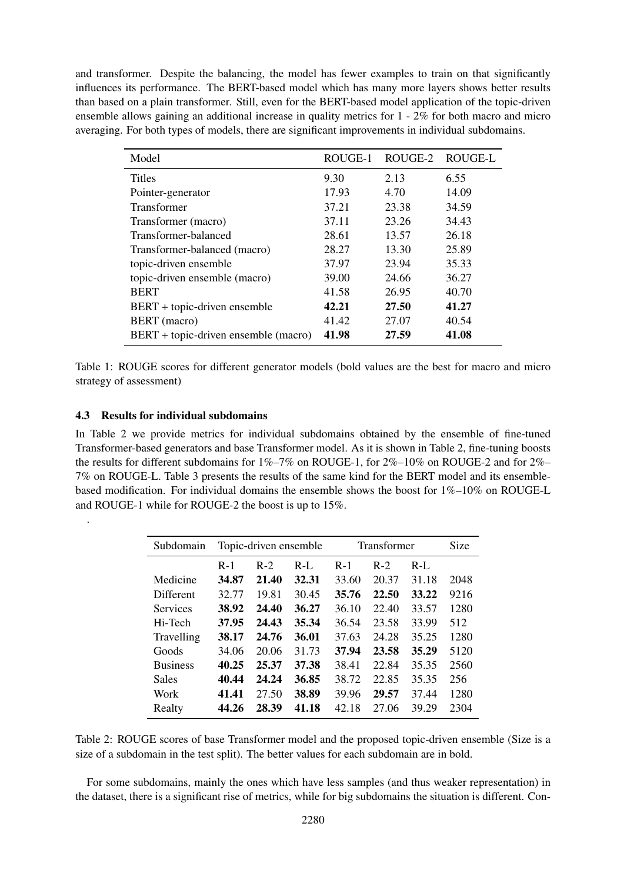and transformer. Despite the balancing, the model has fewer examples to train on that significantly influences its performance. The BERT-based model which has many more layers shows better results than based on a plain transformer. Still, even for the BERT-based model application of the topic-driven ensemble allows gaining an additional increase in quality metrics for 1 - 2% for both macro and micro averaging. For both types of models, there are significant improvements in individual subdomains.

| Model | ROUGE-1 | ROUGE-2 | ROUGE-L |
|---|---|---|---|
| Titles | 9.30 | 2.13 | 6.55 |
| Pointer-generator | 17.93 | 4.70 | 14.09 |
| Transformer | 37.21 | 23.38 | 34.59 |
| Transformer (macro) | 37.11 | 23.26 | 34.43 |
| Transformer-balanced | 28.61 | 13.57 | 26.18 |
| Transformer-balanced (macro) | 28.27 | 13.30 | 25.89 |
| topic-driven ensemble | 37.97 | 23.94 | 35.33 |
| topic-driven ensemble (macro) | 39.00 | 24.66 | 36.27 |
| BERT | 41.58 | 26.95 | 40.70 |
| BERT + topic-driven ensemble | **42.21** | **27.50** | **41.27** |
| BERT (macro) | 41.42 | 27.07 | 40.54 |
| BERT + topic-driven ensemble (macro) | **41.98** | **27.59** | **41.08** |

Table 1: ROUGE scores for different generator models (bold values are the best for macro and micro strategy of assessment)

### 4.3 Results for individual subdomains

In Table 2 we provide metrics for individual subdomains obtained by the ensemble of fine-tuned Transformer-based generators and base Transformer model. As it is shown in Table 2, fine-tuning boosts the results for different subdomains for 1%–7% on ROUGE-1, for 2%–10% on ROUGE-2 and for 2%–7% on ROUGE-L. Table 3 presents the results of the same kind for the BERT model and its ensemble-based modification. For individual domains the ensemble shows the boost for 1%–10% on ROUGE-L and ROUGE-1 while for ROUGE-2 the boost is up to 15%.

.

| Subdomain | Topic-driven ensemble | | | Transformer | | | Size |
|---|---|---|---|---|---|---|---|
| | R-1 | R-2 | R-L | R-1 | R-2 | R-L | |
| Medicine | **34.87** | **21.40** | **32.31** | 33.60 | 20.37 | 31.18 | 2048 |
| Different | 32.77 | 19.81 | 30.45 | **35.76** | **22.50** | **33.22** | 9216 |
| Services | **38.92** | **24.40** | **36.27** | 36.10 | 22.40 | 33.57 | 1280 |
| Hi-Tech | **37.95** | **24.43** | **35.34** | 36.54 | 23.58 | 33.99 | 512 |
| Travelling | **38.17** | **24.76** | **36.01** | 37.63 | 24.28 | 35.25 | 1280 |
| Goods | 34.06 | 20.06 | 31.73 | **37.94** | **23.58** | **35.29** | 5120 |
| Business | **40.25** | **25.37** | **37.38** | 38.41 | 22.84 | 35.35 | 2560 |
| Sales | **40.44** | **24.24** | **36.85** | 38.72 | 22.85 | 35.35 | 256 |
| Work | **41.41** | 27.50 | **38.89** | 39.96 | **29.57** | 37.44 | 1280 |
| Realty | **44.26** | **28.39** | **41.18** | 42.18 | 27.06 | 39.29 | 2304 |

Table 2: ROUGE scores of base Transformer model and the proposed topic-driven ensemble (Size is a size of a subdomain in the test split). The better values for each subdomain are in bold.

For some subdomains, mainly the ones which have less samples (and thus weaker representation) in the dataset, there is a significant rise of metrics, while for big subdomains the situation is different. Con-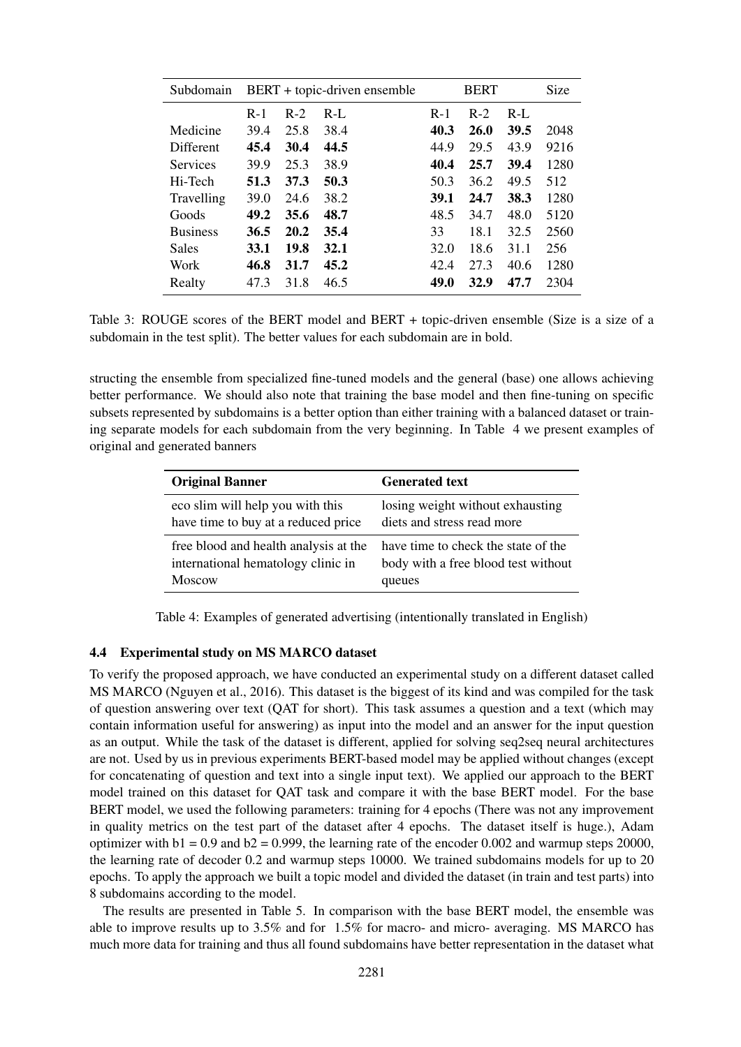| Subdomain | BERT + topic-driven ensemble | | | BERT | | | Size |
|---|---|---|---|---|---|---|---|
| | R-1 | R-2 | R-L | R-1 | R-2 | R-L | |
| Medicine | 39.4 | 25.8 | 38.4 | **40.3** | **26.0** | **39.5** | 2048 |
| Different | **45.4** | **30.4** | **44.5** | 44.9 | 29.5 | 43.9 | 9216 |
| Services | 39.9 | 25.3 | 38.9 | **40.4** | **25.7** | **39.4** | 1280 |
| Hi-Tech | **51.3** | **37.3** | **50.3** | 50.3 | 36.2 | 49.5 | 512 |
| Travelling | 39.0 | 24.6 | 38.2 | **39.1** | **24.7** | **38.3** | 1280 |
| Goods | **49.2** | **35.6** | **48.7** | 48.5 | 34.7 | 48.0 | 5120 |
| Business | **36.5** | **20.2** | **35.4** | 33 | 18.1 | 32.5 | 2560 |
| Sales | **33.1** | **19.8** | **32.1** | 32.0 | 18.6 | 31.1 | 256 |
| Work | **46.8** | **31.7** | **45.2** | 42.4 | 27.3 | 40.6 | 1280 |
| Realty | 47.3 | 31.8 | 46.5 | **49.0** | **32.9** | **47.7** | 2304 |

Table 3: ROUGE scores of the BERT model and BERT + topic-driven ensemble (Size is a size of a subdomain in the test split). The better values for each subdomain are in bold.

structing the ensemble from specialized fine-tuned models and the general (base) one allows achieving better performance. We should also note that training the base model and then fine-tuning on specific subsets represented by subdomains is a better option than either training with a balanced dataset or training separate models for each subdomain from the very beginning. In Table 4 we present examples of original and generated banners

| **Original Banner** | **Generated text** |
|---|---|
| eco slim will help you with this have time to buy at a reduced price | losing weight without exhausting diets and stress read more |
| free blood and health analysis at the international hematology clinic in Moscow | have time to check the state of the body with a free blood test without queues |

Table 4: Examples of generated advertising (intentionally translated in English)

### 4.4 Experimental study on MS MARCO dataset

To verify the proposed approach, we have conducted an experimental study on a different dataset called MS MARCO (Nguyen et al., 2016). This dataset is the biggest of its kind and was compiled for the task of question answering over text (QAT for short). This task assumes a question and a text (which may contain information useful for answering) as input into the model and an answer for the input question as an output. While the task of the dataset is different, applied for solving seq2seq neural architectures are not. Used by us in previous experiments BERT-based model may be applied without changes (except for concatenating of question and text into a single input text). We applied our approach to the BERT model trained on this dataset for QAT task and compare it with the base BERT model. For the base BERT model, we used the following parameters: training for 4 epochs (There was not any improvement in quality metrics on the test part of the dataset after 4 epochs. The dataset itself is huge.), Adam optimizer with b1 = 0.9 and b2 = 0.999, the learning rate of the encoder 0.002 and warmup steps 20000, the learning rate of decoder 0.2 and warmup steps 10000. We trained subdomains models for up to 20 epochs. To apply the approach we built a topic model and divided the dataset (in train and test parts) into 8 subdomains according to the model.

The results are presented in Table 5. In comparison with the base BERT model, the ensemble was able to improve results up to 3.5% and for 1.5% for macro- and micro- averaging. MS MARCO has much more data for training and thus all found subdomains have better representation in the dataset what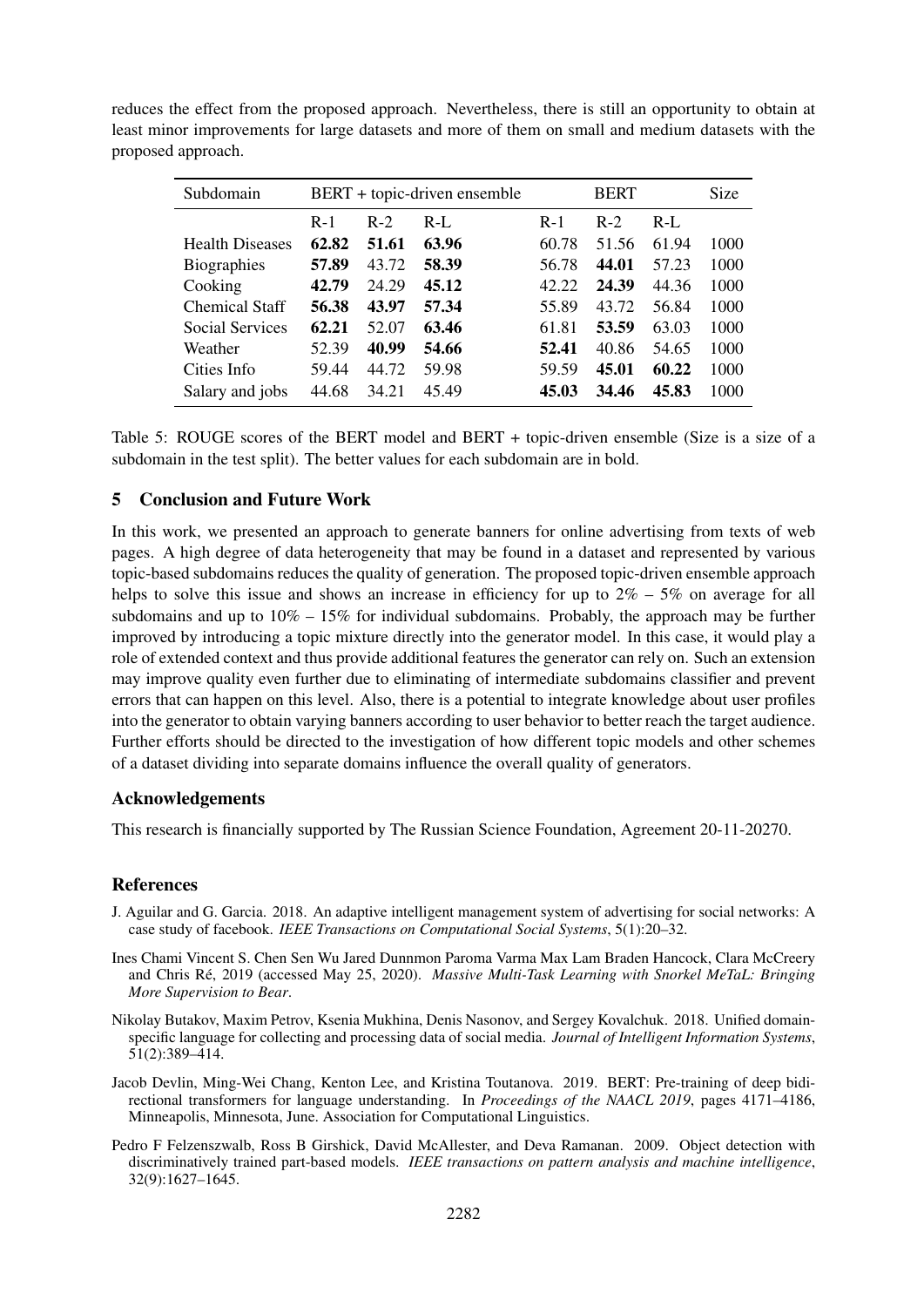reduces the effect from the proposed approach. Nevertheless, there is still an opportunity to obtain at least minor improvements for large datasets and more of them on small and medium datasets with the proposed approach.

| Subdomain | BERT + topic-driven ensemble | | | BERT | | | Size |
|---|---|---|---|---|---|---|---|
| | R-1 | R-2 | R-L | R-1 | R-2 | R-L | |
| Health Diseases | **62.82** | **51.61** | **63.96** | 60.78 | 51.56 | 61.94 | 1000 |
| Biographies | **57.89** | 43.72 | **58.39** | 56.78 | **44.01** | 57.23 | 1000 |
| Cooking | **42.79** | 24.29 | **45.12** | 42.22 | **24.39** | 44.36 | 1000 |
| Chemical Staff | **56.38** | **43.97** | **57.34** | 55.89 | 43.72 | 56.84 | 1000 |
| Social Services | **62.21** | 52.07 | **63.46** | 61.81 | **53.59** | 63.03 | 1000 |
| Weather | 52.39 | **40.99** | **54.66** | **52.41** | 40.86 | 54.65 | 1000 |
| Cities Info | 59.44 | 44.72 | 59.98 | 59.59 | **45.01** | **60.22** | 1000 |
| Salary and jobs | 44.68 | 34.21 | 45.49 | **45.03** | **34.46** | **45.83** | 1000 |

Table 5: ROUGE scores of the BERT model and BERT + topic-driven ensemble (Size is a size of a subdomain in the test split). The better values for each subdomain are in bold.

## 5 Conclusion and Future Work

In this work, we presented an approach to generate banners for online advertising from texts of web pages. A high degree of data heterogeneity that may be found in a dataset and represented by various topic-based subdomains reduces the quality of generation. The proposed topic-driven ensemble approach helps to solve this issue and shows an increase in efficiency for up to 2% – 5% on average for all subdomains and up to 10% – 15% for individual subdomains. Probably, the approach may be further improved by introducing a topic mixture directly into the generator model. In this case, it would play a role of extended context and thus provide additional features the generator can rely on. Such an extension may improve quality even further due to eliminating of intermediate subdomains classifier and prevent errors that can happen on this level. Also, there is a potential to integrate knowledge about user profiles into the generator to obtain varying banners according to user behavior to better reach the target audience. Further efforts should be directed to the investigation of how different topic models and other schemes of a dataset dividing into separate domains influence the overall quality of generators.

## Acknowledgements

This research is financially supported by The Russian Science Foundation, Agreement 20-11-20270.

## References

J. Aguilar and G. Garcia. 2018. An adaptive intelligent management system of advertising for social networks: A case study of facebook. *IEEE Transactions on Computational Social Systems*, 5(1):20–32.

Ines Chami Vincent S. Chen Sen Wu Jared Dunnmon Paroma Varma Max Lam Braden Hancock, Clara McCreery and Chris Ré, 2019 (accessed May 25, 2020). *Massive Multi-Task Learning with Snorkel MeTaL: Bringing More Supervision to Bear*.

Nikolay Butakov, Maxim Petrov, Ksenia Mukhina, Denis Nasonov, and Sergey Kovalchuk. 2018. Unified domain-specific language for collecting and processing data of social media. *Journal of Intelligent Information Systems*, 51(2):389–414.

Jacob Devlin, Ming-Wei Chang, Kenton Lee, and Kristina Toutanova. 2019. BERT: Pre-training of deep bidirectional transformers for language understanding. In *Proceedings of the NAACL 2019*, pages 4171–4186, Minneapolis, Minnesota, June. Association for Computational Linguistics.

Pedro F Felzenszwalb, Ross B Girshick, David McAllester, and Deva Ramanan. 2009. Object detection with discriminatively trained part-based models. *IEEE transactions on pattern analysis and machine intelligence*, 32(9):1627–1645.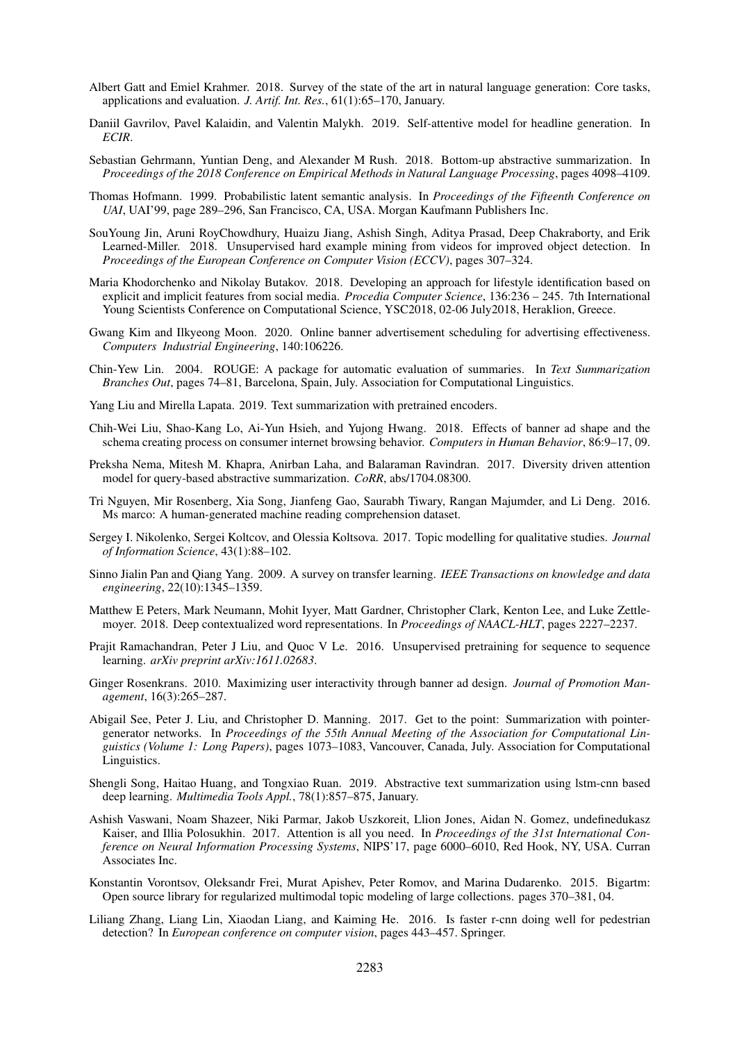Albert Gatt and Emiel Krahmer. 2018. Survey of the state of the art in natural language generation: Core tasks, applications and evaluation. *J. Artif. Int. Res.*, 61(1):65–170, January.

Daniil Gavrilov, Pavel Kalaidin, and Valentin Malykh. 2019. Self-attentive model for headline generation. In *ECIR*.

Sebastian Gehrmann, Yuntian Deng, and Alexander M Rush. 2018. Bottom-up abstractive summarization. In *Proceedings of the 2018 Conference on Empirical Methods in Natural Language Processing*, pages 4098–4109.

Thomas Hofmann. 1999. Probabilistic latent semantic analysis. In *Proceedings of the Fifteenth Conference on UAI*, UAI'99, page 289–296, San Francisco, CA, USA. Morgan Kaufmann Publishers Inc.

SouYoung Jin, Aruni RoyChowdhury, Huaizu Jiang, Ashish Singh, Aditya Prasad, Deep Chakraborty, and Erik Learned-Miller. 2018. Unsupervised hard example mining from videos for improved object detection. In *Proceedings of the European Conference on Computer Vision (ECCV)*, pages 307–324.

Maria Khodorchenko and Nikolay Butakov. 2018. Developing an approach for lifestyle identification based on explicit and implicit features from social media. *Procedia Computer Science*, 136:236 – 245. 7th International Young Scientists Conference on Computational Science, YSC2018, 02-06 July2018, Heraklion, Greece.

Gwang Kim and Ilkyeong Moon. 2020. Online banner advertisement scheduling for advertising effectiveness. *Computers Industrial Engineering*, 140:106226.

Chin-Yew Lin. 2004. ROUGE: A package for automatic evaluation of summaries. In *Text Summarization Branches Out*, pages 74–81, Barcelona, Spain, July. Association for Computational Linguistics.

Yang Liu and Mirella Lapata. 2019. Text summarization with pretrained encoders.

Chih-Wei Liu, Shao-Kang Lo, Ai-Yun Hsieh, and Yujong Hwang. 2018. Effects of banner ad shape and the schema creating process on consumer internet browsing behavior. *Computers in Human Behavior*, 86:9–17, 09.

Preksha Nema, Mitesh M. Khapra, Anirban Laha, and Balaraman Ravindran. 2017. Diversity driven attention model for query-based abstractive summarization. *CoRR*, abs/1704.08300.

Tri Nguyen, Mir Rosenberg, Xia Song, Jianfeng Gao, Saurabh Tiwary, Rangan Majumder, and Li Deng. 2016. Ms marco: A human-generated machine reading comprehension dataset.

Sergey I. Nikolenko, Sergei Koltcov, and Olessia Koltsova. 2017. Topic modelling for qualitative studies. *Journal of Information Science*, 43(1):88–102.

Sinno Jialin Pan and Qiang Yang. 2009. A survey on transfer learning. *IEEE Transactions on knowledge and data engineering*, 22(10):1345–1359.

Matthew E Peters, Mark Neumann, Mohit Iyyer, Matt Gardner, Christopher Clark, Kenton Lee, and Luke Zettlemoyer. 2018. Deep contextualized word representations. In *Proceedings of NAACL-HLT*, pages 2227–2237.

Prajit Ramachandran, Peter J Liu, and Quoc V Le. 2016. Unsupervised pretraining for sequence to sequence learning. *arXiv preprint arXiv:1611.02683*.

Ginger Rosenkrans. 2010. Maximizing user interactivity through banner ad design. *Journal of Promotion Management*, 16(3):265–287.

Abigail See, Peter J. Liu, and Christopher D. Manning. 2017. Get to the point: Summarization with pointer-generator networks. In *Proceedings of the 55th Annual Meeting of the Association for Computational Linguistics (Volume 1: Long Papers)*, pages 1073–1083, Vancouver, Canada, July. Association for Computational Linguistics.

Shengli Song, Haitao Huang, and Tongxiao Ruan. 2019. Abstractive text summarization using lstm-cnn based deep learning. *Multimedia Tools Appl.*, 78(1):857–875, January.

Ashish Vaswani, Noam Shazeer, Niki Parmar, Jakob Uszkoreit, Llion Jones, Aidan N. Gomez, undefinedukasz Kaiser, and Illia Polosukhin. 2017. Attention is all you need. In *Proceedings of the 31st International Conference on Neural Information Processing Systems*, NIPS'17, page 6000–6010, Red Hook, NY, USA. Curran Associates Inc.

Konstantin Vorontsov, Oleksandr Frei, Murat Apishev, Peter Romov, and Marina Dudarenko. 2015. Bigartm: Open source library for regularized multimodal topic modeling of large collections. pages 370–381, 04.

Liliang Zhang, Liang Lin, Xiaodan Liang, and Kaiming He. 2016. Is faster r-cnn doing well for pedestrian detection? In *European conference on computer vision*, pages 443–457. Springer.